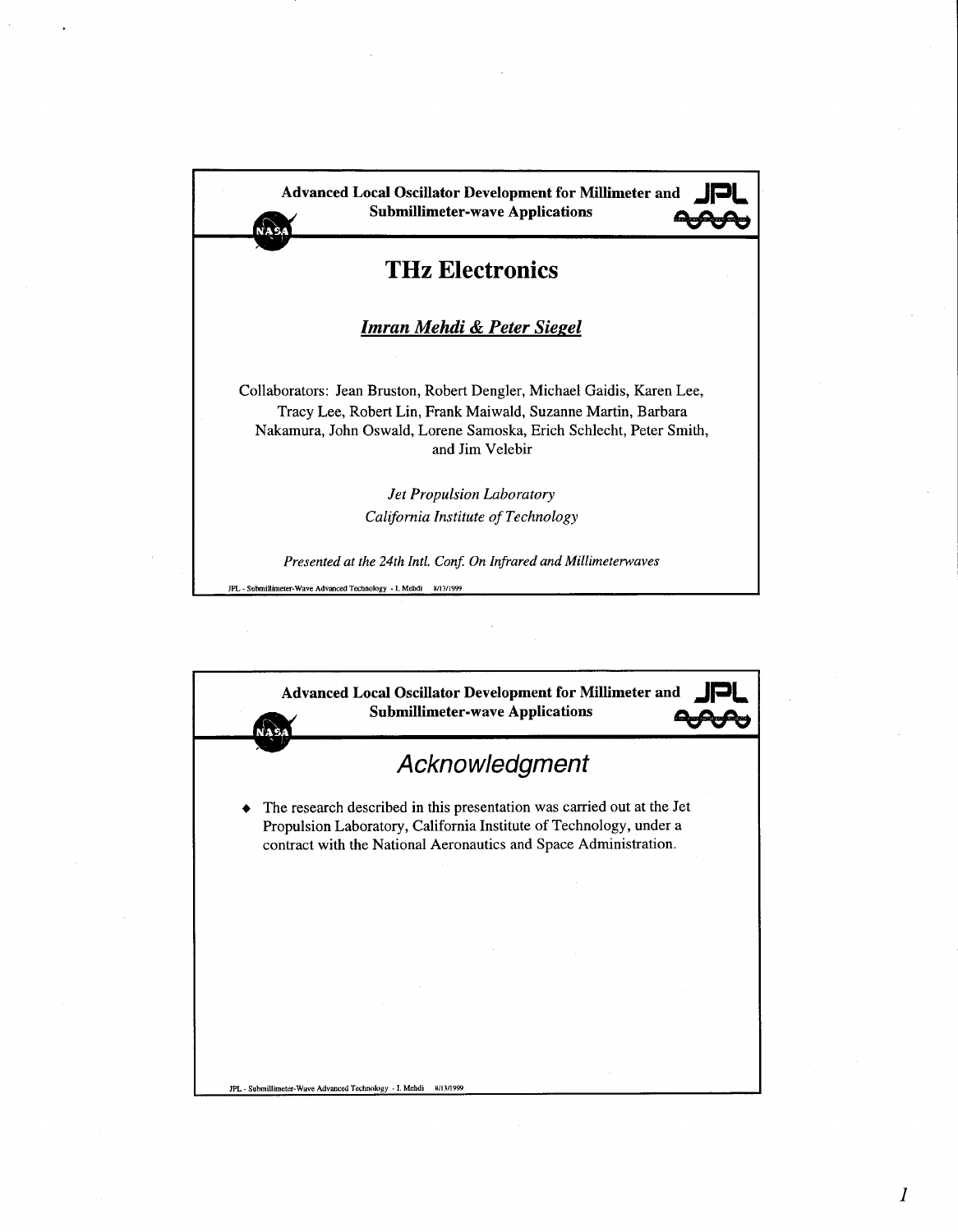## Advanced Local Oscillator Development for Millimeter and Submillimeter-wave Applications

# THz Electronics

***Imran Mehdi & Peter Siegel***

Collaborators: Jean Bruston, Robert Dengler, Michael Gaidis, Karen Lee, Tracy Lee, Robert Lin, Frank Maiwald, Suzanne Martin, Barbara Nakamura, John Oswald, Lorene Samoska, Erich Schlecht, Peter Smith, and Jim Velebir

*Jet Propulsion Laboratory*
*California Institute of Technology*

*Presented at the 24th Intl. Conf. On Infrared and Millimeterwaves*

## Advanced Local Oscillator Development for Millimeter and Submillimeter-wave Applications

## *Acknowledgment*

- The research described in this presentation was carried out at the Jet Propulsion Laboratory, California Institute of Technology, under a contract with the National Aeronautics and Space Administration.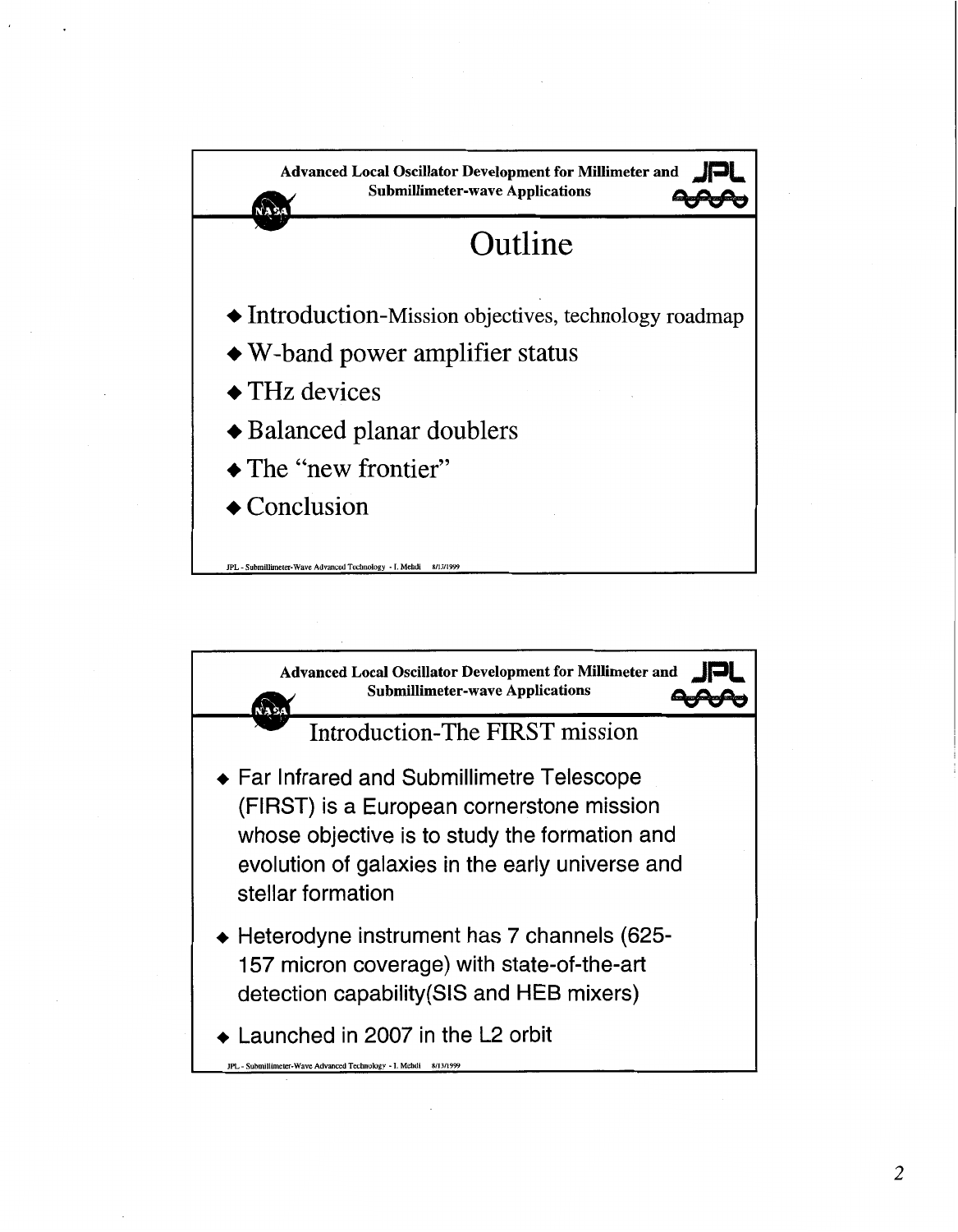## Advanced Local Oscillator Development for Millimeter and Submillimeter-wave Applications

# Outline

- Introduction-Mission objectives, technology roadmap
- W-band power amplifier status
- THz devices
- Balanced planar doublers
- The "new frontier"
- Conclusion

JPL - Submillimeter-Wave Advanced Technology - I. Mehdi 8/13/1999

## Advanced Local Oscillator Development for Millimeter and Submillimeter-wave Applications

# Introduction-The FIRST mission

- Far Infrared and Submillimetre Telescope (FIRST) is a European cornerstone mission whose objective is to study the formation and evolution of galaxies in the early universe and stellar formation
- Heterodyne instrument has 7 channels (625-157 micron coverage) with state-of-the-art detection capability(SIS and HEB mixers)
- Launched in 2007 in the L2 orbit

JPL - Submillimeter-Wave Advanced Technology - I. Mehdi 8/13/1999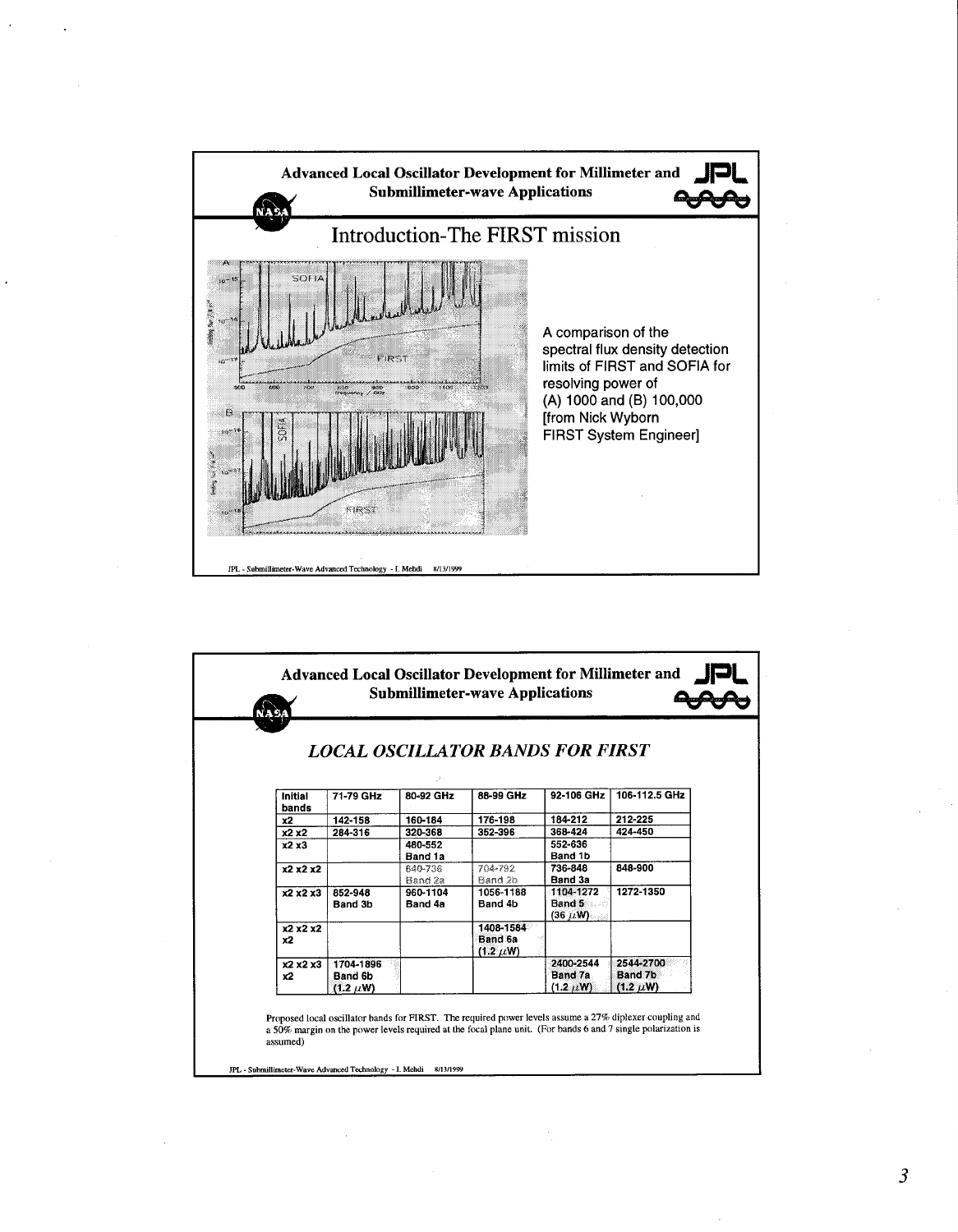## Advanced Local Oscillator Development for Millimeter and Submillimeter-wave Applications

# Introduction-The FIRST mission

A comparison of the spectral flux density detection limits of FIRST and SOFIA for resolving power of (A) 1000 and (B) 100,000 [from Nick Wyborn FIRST System Engineer]

JPL - Submillimeter-Wave Advanced Technology - I. Mehdi 8/13/1999

## Advanced Local Oscillator Development for Millimeter and Submillimeter-wave Applications

### *LOCAL OSCILLATOR BANDS FOR FIRST*

| Initial bands | 71-79 GHz | 80-92 GHz | 88-99 GHz | 92-106 GHz | 106-112.5 GHz |
|---|---|---|---|---|---|
| x2 | 142-158 | 160-184 | 176-198 | 184-212 | 212-225 |
| x2 x2 | 284-316 | 320-368 | 352-396 | 368-424 | 424-450 |
| x2 x3 | | 480-552 Band 1a | | 552-636 Band 1b | |
| x2 x2 x2 | | 640-736 Band 2a | 704-792 Band 2b | 736-848 Band 3a | 848-900 |
| x2 x2 x3 | 852-948 Band 3b | 960-1104 Band 4a | 1056-1188 Band 4b | 1104-1272 Band 5 (36 $\mu$W) | 1272-1350 |
| x2 x2 x2 x2 | | | 1408-1584 Band 6a (1.2 $\mu$W) | | |
| x2 x2 x3 x2 | 1704-1896 Band 6b (1.2 $\mu$W) | | | 2400-2544 Band 7a (1.2 $\mu$W) | 2544-2700 Band 7b (1.2 $\mu$W) |

Proposed local oscillator bands for FIRST. The required power levels assume a 27% diplexer coupling and a 50% margin on the power levels required at the focal plane unit. (For bands 6 and 7 single polarization is assumed)

JPL - Submillimeter-Wave Advanced Technology - I. Mehdi 8/13/1999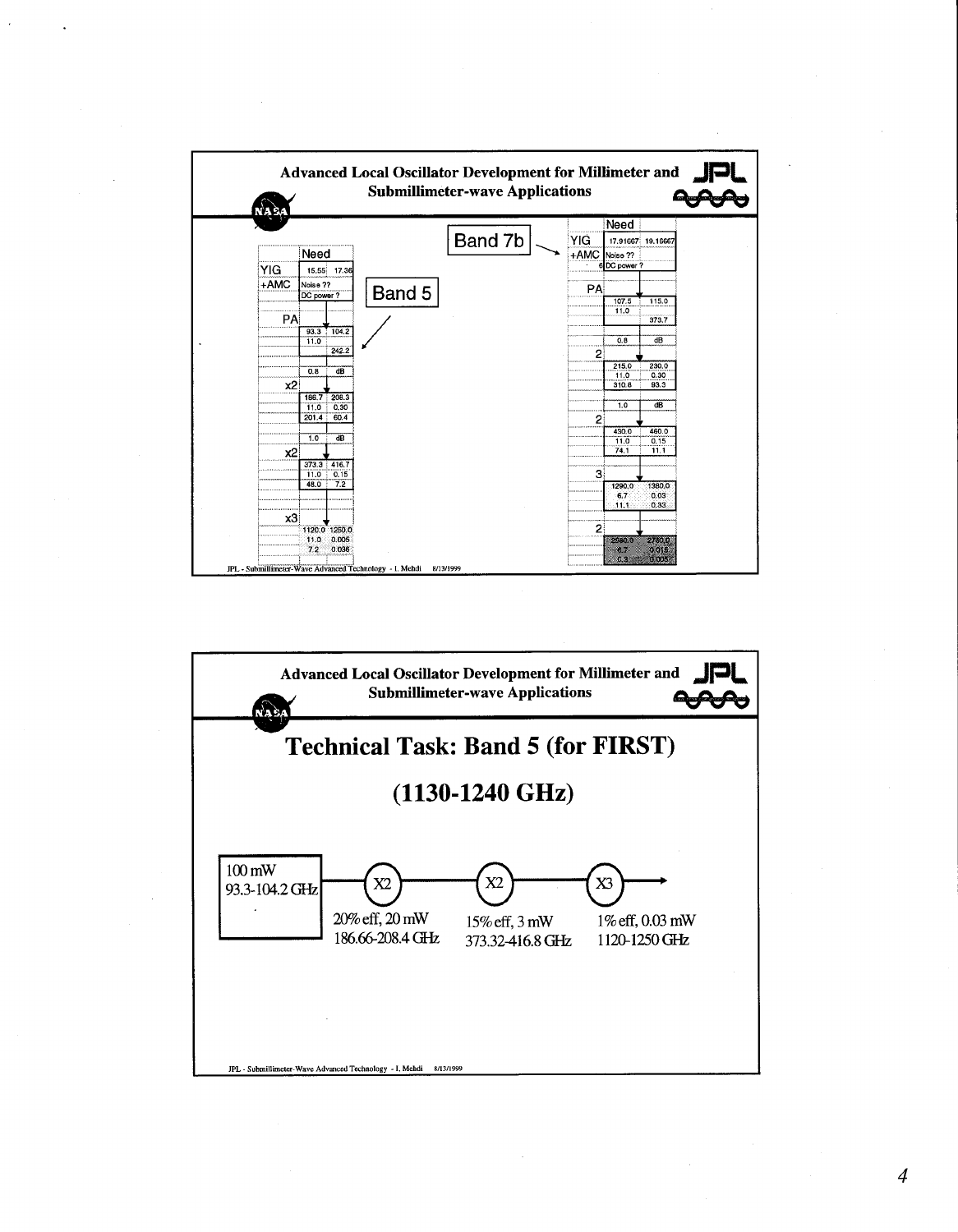## Advanced Local Oscillator Development for Millimeter and Submillimeter-wave Applications

**Band 5**

| | Need | |
|---|---|---|
| YIG | 15.55 | 17.36 |
| +AMC | Noise ?? | |
| | DC power ? | |
| PA | | |
| | 93.3 | 104.2 |
| | 11.0 | |
| | | 242.2 |
| | 0.8 | dB |
| x2 | | |
| | 186.7 | 208.3 |
| | 11.0 | 0.30 |
| | 201.4 | 60.4 |
| | 1.0 | dB |
| x2 | | |
| | 373.3 | 416.7 |
| | 11.0 | 0.15 |
| | 48.0 | 7.2 |
| x3 | | |
| | 1120.0 | 1250.0 |
| | 11.0 | 0.005 |
| | 7.2 | 0.036 |

**Band 7b**

| | Need | |
|---|---|---|
| YIG | 17.91667 | 19.16667 |
| +AMC | Noise ?? | |
| 6 | DC power ? | |
| PA | | |
| | 107.5 | 115.0 |
| | 11.0 | |
| | | 373.7 |
| | 0.8 | dB |
| 2 | | |
| | 215.0 | 230.0 |
| | 11.0 | 0.30 |
| | 310.8 | 93.3 |
| | 1.0 | dB |
| 2 | | |
| | 430.0 | 460.0 |
| | 11.0 | 0.15 |
| | 74.1 | 11.1 |
| 3 | | |
| | 1290.0 | 1380.0 |
| | 6.7 | 0.03 |
| | 11.1 | 0.33 |
| 2 | | |
| | 2580.0 | 2760.0 |
| | 6.7 | 0.015 |
| | 0.3 | 0.005 |

JPL - Submillimeter-Wave Advanced Technology - I. Mehdi 8/13/1999

## Advanced Local Oscillator Development for Millimeter and Submillimeter-wave Applications

# Technical Task: Band 5 (for FIRST)

# (1130-1240 GHz)

100 mW, 93.3-104.2 GHz → X2 → X2 → X3 →

| Stage | Efficiency, Power | Frequency |
|---|---|---|
| Source | 100 mW | 93.3-104.2 GHz |
| X2 | 20% eff, 20 mW | 186.66-208.4 GHz |
| X2 | 15% eff, 3 mW | 373.32-416.8 GHz |
| X3 | 1% eff, 0.03 mW | 1120-1250 GHz |

JPL - Submillimeter-Wave Advanced Technology - I. Mehdi 8/13/1999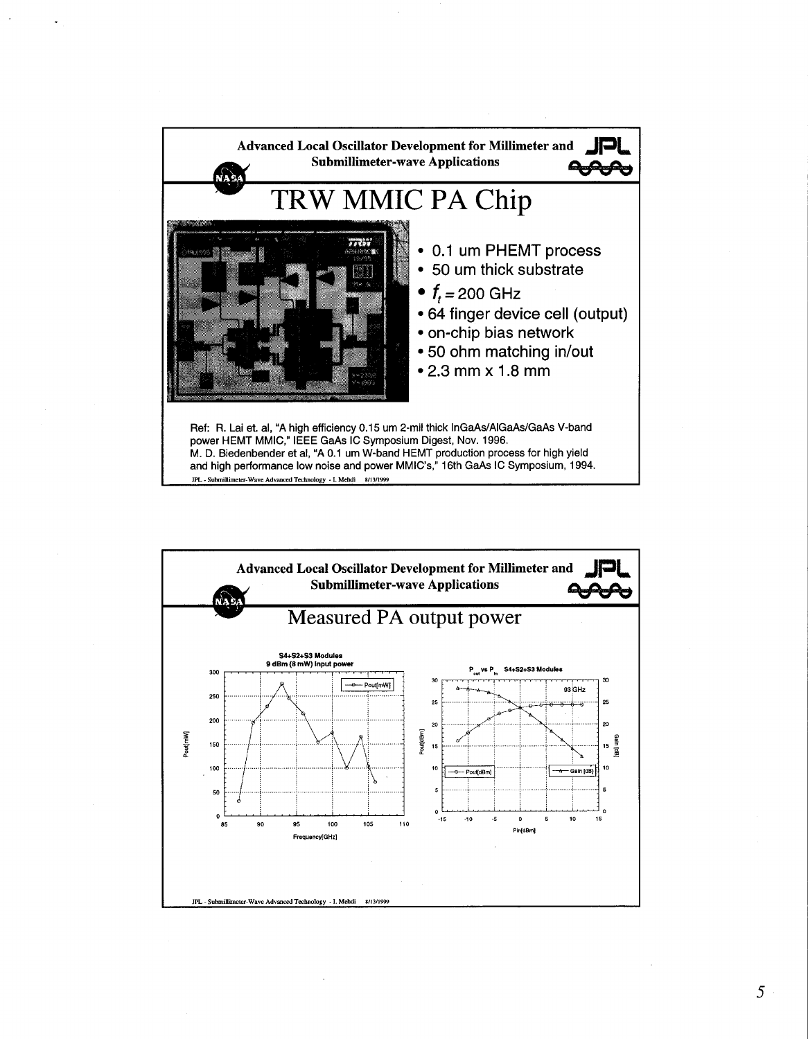Advanced Local Oscillator Development for Millimeter and Submillimeter-wave Applications

# TRW MMIC PA Chip

- 0.1 um PHEMT process
- 50 um thick substrate
- $f_t$ = 200 GHz
- 64 finger device cell (output)
- on-chip bias network
- 50 ohm matching in/out
- 2.3 mm x 1.8 mm

Ref: R. Lai et. al, "A high efficiency 0.15 um 2-mil thick InGaAs/AlGaAs/GaAs V-band power HEMT MMIC," IEEE GaAs IC Symposium Digest, Nov. 1996.
M. D. Biedenbender et al, "A 0.1 um W-band HEMT production process for high yield and high performance low noise and power MMIC's," 16th GaAs IC Symposium, 1994.

Advanced Local Oscillator Development for Millimeter and Submillimeter-wave Applications

# Measured PA output power

S4+S2+S3 Modules
9 dBm (8 mW) input power

$P_{out}$ vs $P_{in}$ S4+S2+S3 Modules
93 GHz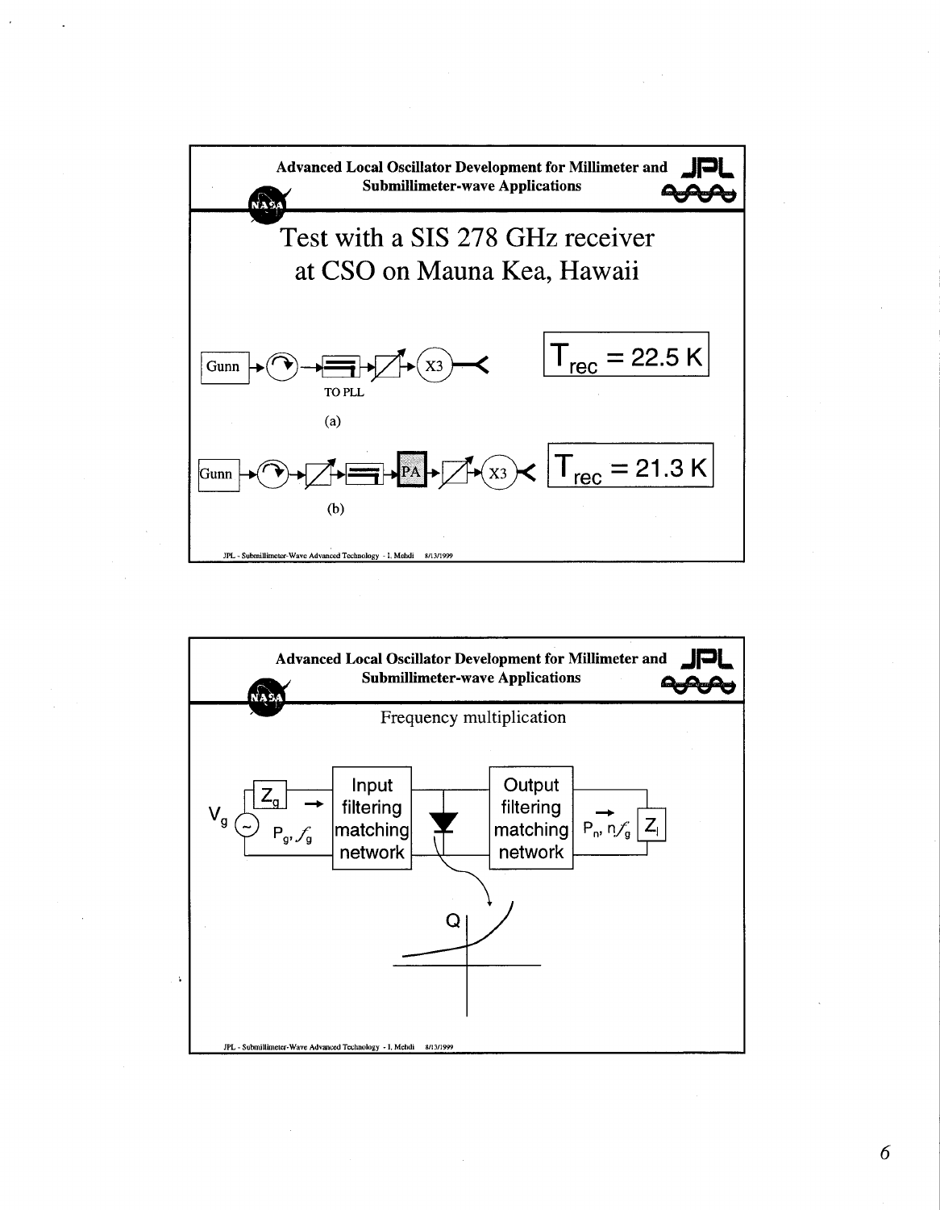**Advanced Local Oscillator Development for Millimeter and Submillimeter-wave Applications**

# Test with a SIS 278 GHz receiver at CSO on Mauna Kea, Hawaii

Gunn → X3 (TO PLL)

(a)

$T_{rec}$ = 22.5 K

Gunn → PA → X3

(b)

$T_{rec}$ = 21.3 K

JPL - Submillimeter-Wave Advanced Technology - I. Mehdi 8/13/1999

---

**Advanced Local Oscillator Development for Millimeter and Submillimeter-wave Applications**

## Frequency multiplication

$V_g$ $Z_g$ → $P_g, f_g$ | Input filtering matching network | Output filtering matching network | → $P_n, nf_g$ $Z_l$

Q

JPL - Submillimeter-Wave Advanced Technology - I. Mehdi 8/13/1999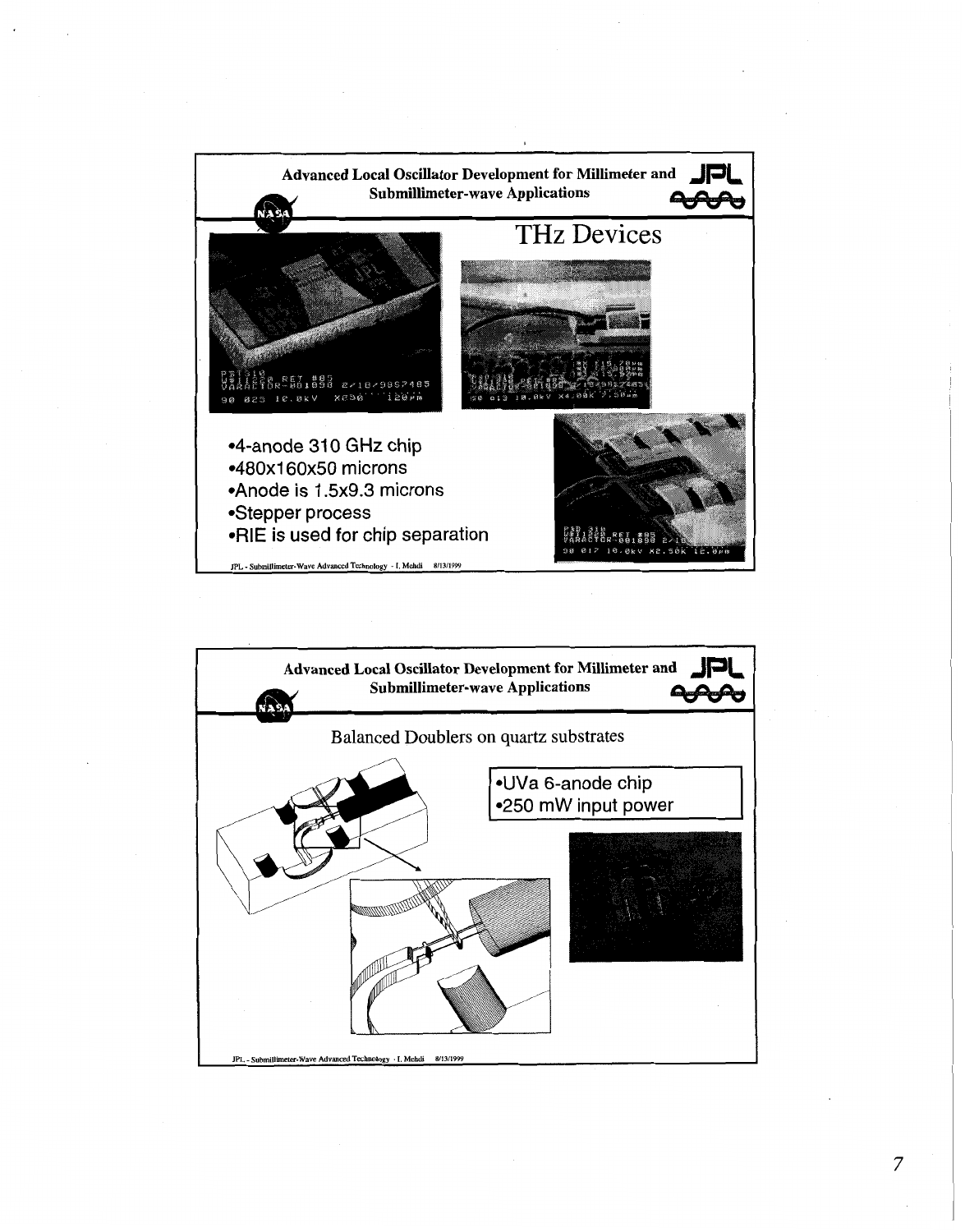## Advanced Local Oscillator Development for Millimeter and Submillimeter-wave Applications

# THz Devices

- 4-anode 310 GHz chip
- 480x160x50 microns
- Anode is 1.5x9.3 microns
- Stepper process
- RIE is used for chip separation

JPL - Submillimeter-Wave Advanced Technology - I. Mehdi 8/13/1999

## Advanced Local Oscillator Development for Millimeter and Submillimeter-wave Applications

Balanced Doublers on quartz substrates

- UVa 6-anode chip
- 250 mW input power

JPL - Submillimeter-Wave Advanced Technology - I. Mehdi 8/13/1999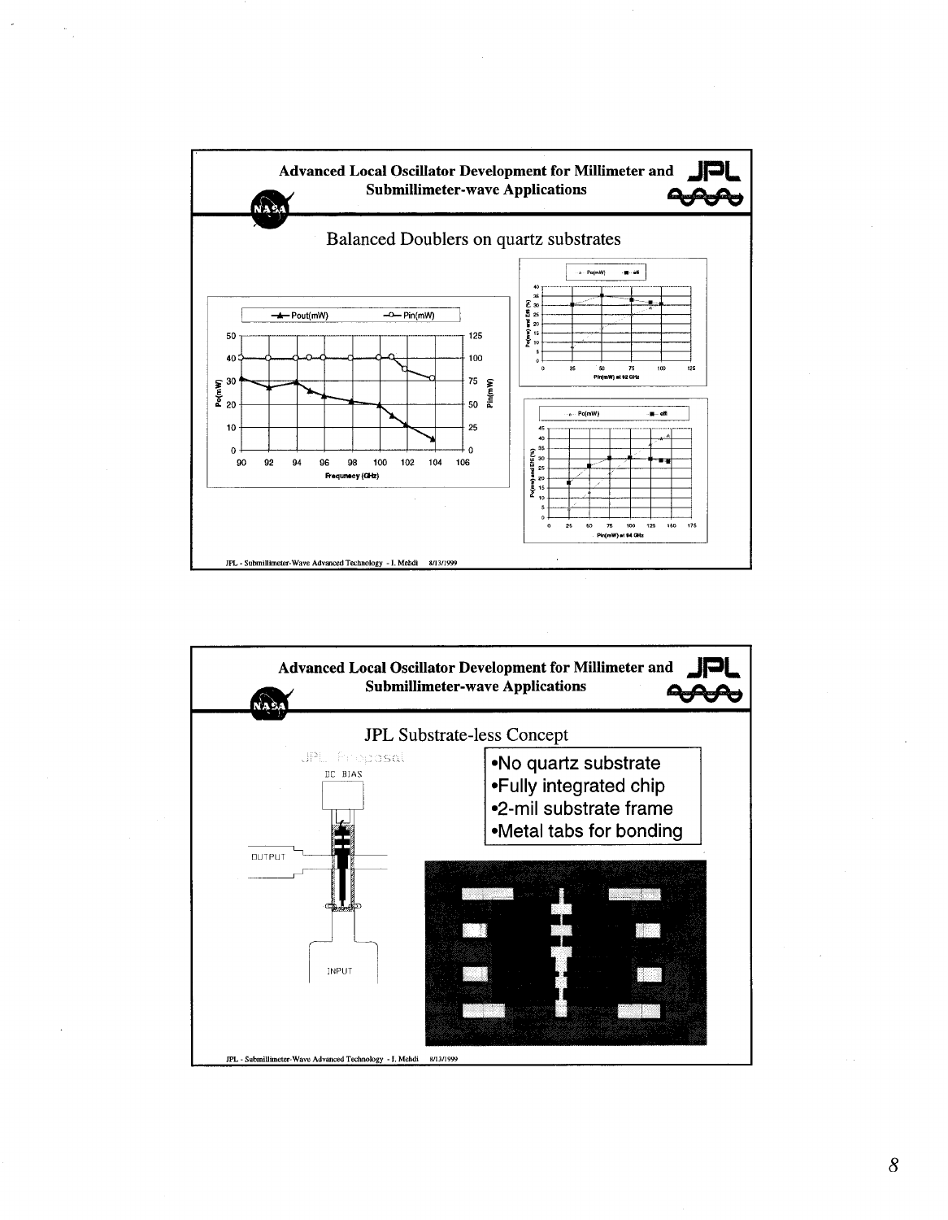## Advanced Local Oscillator Development for Millimeter and Submillimeter-wave Applications

### Balanced Doublers on quartz substrates

JPL - Submillimeter-Wave Advanced Technology - I. Mehdi 8/13/1999

## Advanced Local Oscillator Development for Millimeter and Submillimeter-wave Applications

### JPL Substrate-less Concept

- No quartz substrate
- Fully integrated chip
- 2-mil substrate frame
- Metal tabs for bonding

JPL - Submillimeter-Wave Advanced Technology - I. Mehdi 8/13/1999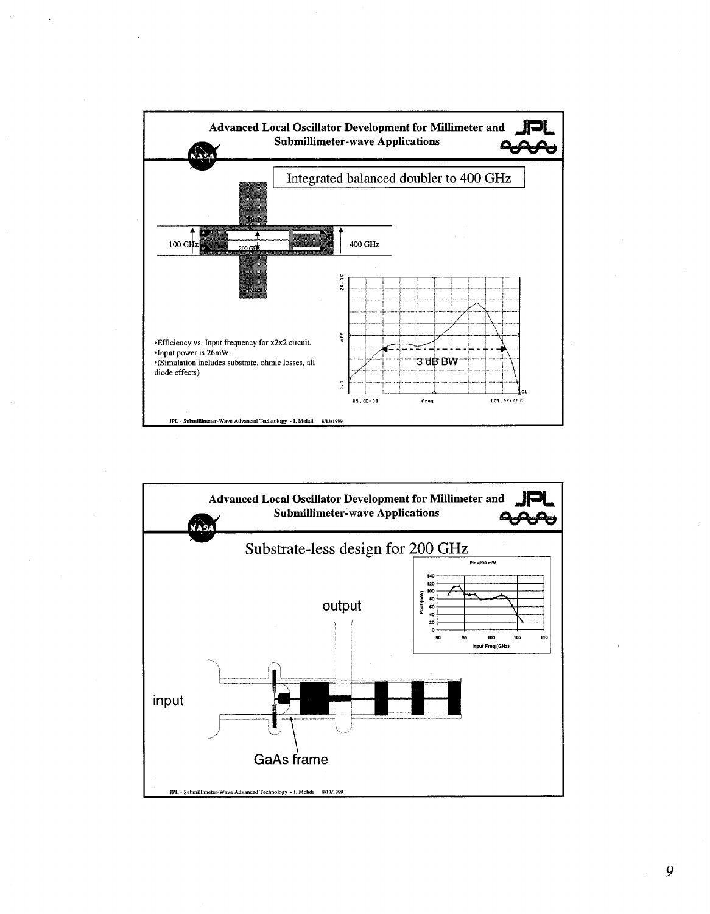## Advanced Local Oscillator Development for Millimeter and Submillimeter-wave Applications

### Integrated balanced doubler to 400 GHz

- Efficiency vs. Input frequency for x2x2 circuit.
- Input power is 26mW.
- (Simulation includes substrate, ohmic losses, all diode effects)

JPL - Submillimeter-Wave Advanced Technology - I. Mehdi 8/13/1999

## Advanced Local Oscillator Development for Millimeter and Submillimeter-wave Applications

### Substrate-less design for 200 GHz

JPL - Submillimeter-Wave Advanced Technology - I. Mehdi 8/13/1999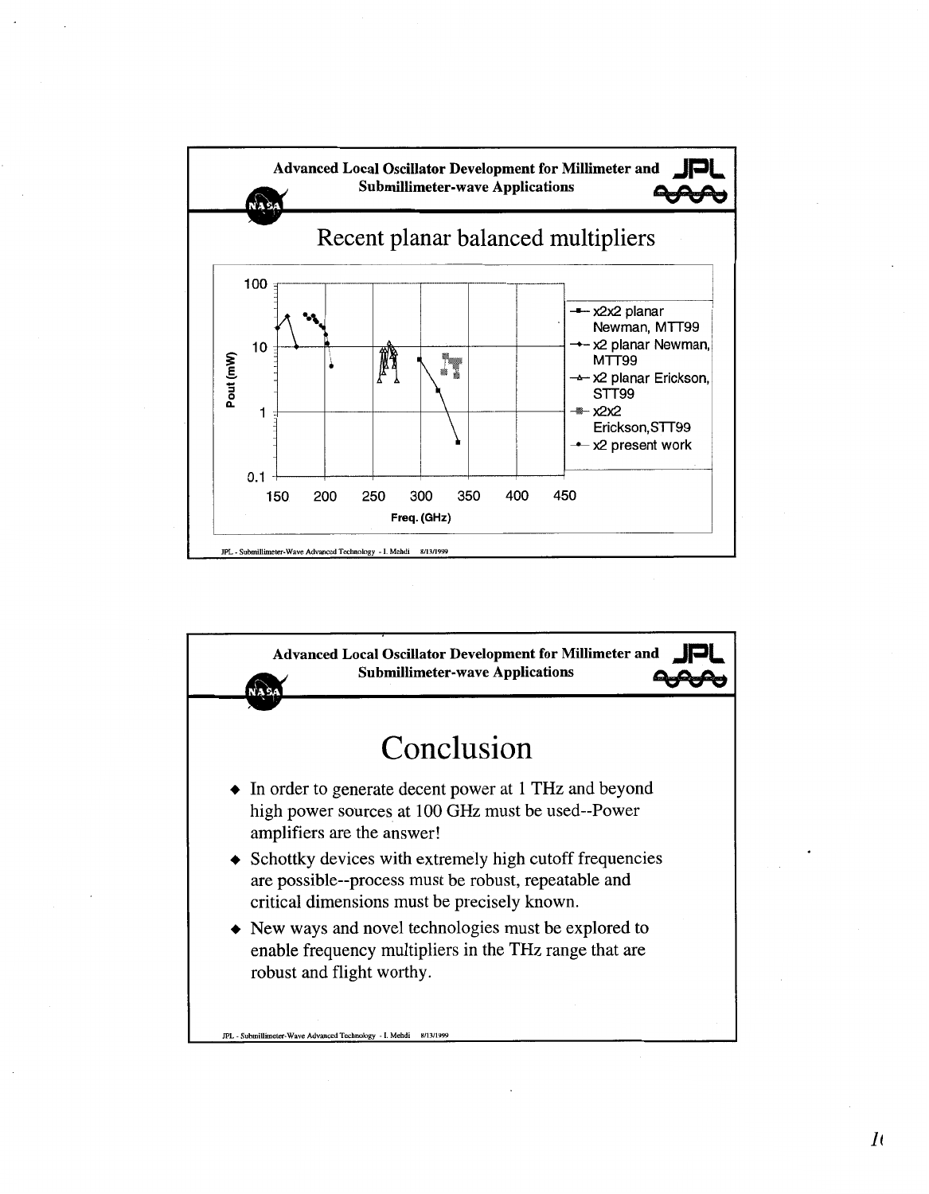Advanced Local Oscillator Development for Millimeter and Submillimeter-wave Applications

## Recent planar balanced multipliers

100
10
1
0.1
Pout (mW)
150 200 250 300 350 400 450
Freq. (GHz)

x2x2 planar Newman, MTT99
x2 planar Newman, MTT99
x2 planar Erickson, STT99
x2x2 Erickson,STT99
x2 present work

JPL - Submillimeter-Wave Advanced Technology - I. Mehdi 8/13/1999

Advanced Local Oscillator Development for Millimeter and Submillimeter-wave Applications

## Conclusion

- In order to generate decent power at 1 THz and beyond high power sources at 100 GHz must be used--Power amplifiers are the answer!
- Schottky devices with extremely high cutoff frequencies are possible--process must be robust, repeatable and critical dimensions must be precisely known.
- New ways and novel technologies must be explored to enable frequency multipliers in the THz range that are robust and flight worthy.

JPL - Submillimeter-Wave Advanced Technology - I. Mehdi 8/13/1999